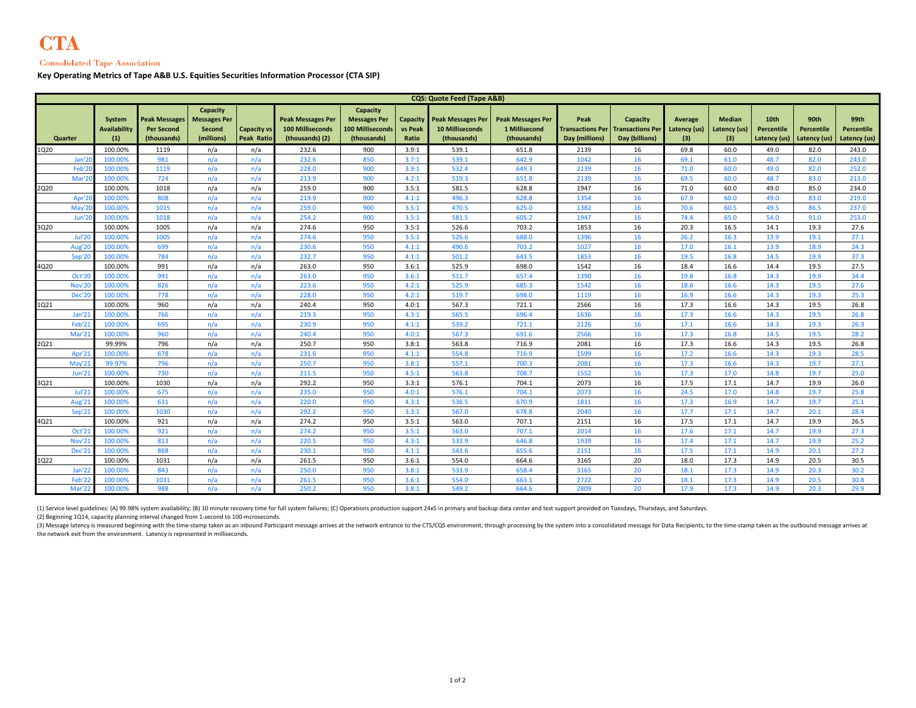# CTA

Consolidated Tape Association

**Key Operating Metrics of Tape A&B U.S. Equities Securities Information Processor (CTA SIP)**

| CQS: Quote Feed (Tape A&B) | | | | | | | | | | | | | | | | | |
|---|---|---|---|---|---|---|---|---|---|---|---|---|---|---|---|---|---|
| Quarter | System Availability (1) | Peak Messages Per Second (thousands) | Capacity Messages Per Second (millions) | Capacity vs Peak Ratio | Peak Messages Per 100 Milliseconds (thousands) (2) | Capacity Messages Per 100 Milliseconds (thousands) | Capacity vs Peak Ratio | Peak Messages Per 10 Milliseconds (thousands) | Peak Messages Per 1 Millisecond (thousands) | Peak Transactions Per Day (millions) | Capacity Transactions Per Day (billions) | Average Latency (us) (3) | Median Latency (us) (3) | 10th Percentile Latency (us) | 90th Percentile Latency (us) | 99th Percentile Latency (us) |
| 1Q20 | 100.00% | 1119 | n/a | n/a | 232.6 | 900 | 3.9:1 | 539.1 | 651.8 | 2139 | 16 | 69.8 | 60.0 | 49.0 | 82.0 | 243.0 |
| Jan'20 | 100.00% | 981 | n/a | n/a | 232.6 | 850 | 3.7:1 | 539.1 | 642.9 | 1042 | 16 | 69.1 | 61.0 | 48.7 | 82.0 | 243.0 |
| Feb'20 | 100.00% | 1119 | n/a | n/a | 228.0 | 900 | 3.9:1 | 532.4 | 649.3 | 2139 | 16 | 71.0 | 60.0 | 49.0 | 82.0 | 252.0 |
| Mar'20 | 100.00% | 724 | n/a | n/a | 213.9 | 900 | 4.2:1 | 519.3 | 651.8 | 2139 | 16 | 69.5 | 60.0 | 48.7 | 83.0 | 213.0 |
| 2Q20 | 100.00% | 1018 | n/a | n/a | 259.0 | 900 | 3.5:1 | 581.5 | 628.8 | 1947 | 16 | 71.0 | 60.0 | 49.0 | 85.0 | 234.0 |
| Apr'20 | 100.00% | 808 | n/a | n/a | 219.9 | 900 | 4.1:1 | 496.3 | 628.8 | 1354 | 16 | 67.9 | 60.0 | 49.0 | 83.0 | 219.0 |
| May'20 | 100.00% | 1015 | n/a | n/a | 259.0 | 900 | 3.5:1 | 470.5 | 625.0 | 1382 | 16 | 70.6 | 60.5 | 49.5 | 86.5 | 237.0 |
| Jun'20 | 100.00% | 1018 | n/a | n/a | 254.2 | 900 | 3.5:1 | 581.5 | 605.2 | 1947 | 16 | 74.4 | 65.0 | 54.0 | 91.0 | 253.0 |
| 3Q20 | 100.00% | 1005 | n/a | n/a | 274.6 | 950 | 3.5:1 | 526.6 | 703.2 | 1853 | 16 | 20.3 | 16.5 | 14.1 | 19.3 | 27.6 |
| Jul'20 | 100.00% | 1005 | n/a | n/a | 274.6 | 950 | 3.5:1 | 526.6 | 688.0 | 1396 | 16 | 26.2 | 16.3 | 13.9 | 19.1 | 27.1 |
| Aug'20 | 100.00% | 699 | n/a | n/a | 230.6 | 950 | 4.1:1 | 490.6 | 703.2 | 1027 | 16 | 17.0 | 16.1 | 13.9 | 18.9 | 24.3 |
| Sep'20 | 100.00% | 784 | n/a | n/a | 232.7 | 950 | 4.1:1 | 501.2 | 643.5 | 1853 | 16 | 19.5 | 16.8 | 14.5 | 19.9 | 37.3 |
| 4Q20 | 100.00% | 991 | n/a | n/a | 263.0 | 950 | 3.6:1 | 525.9 | 698.0 | 1542 | 16 | 18.4 | 16.6 | 14.4 | 19.5 | 27.5 |
| Oct'20 | 100.00% | 991 | n/a | n/a | 263.0 | 950 | 3.6:1 | 511.7 | 657.4 | 1390 | 16 | 19.8 | 16.8 | 14.3 | 19.9 | 34.4 |
| Nov'20 | 100.00% | 826 | n/a | n/a | 223.6 | 950 | 4.2:1 | 525.9 | 685.3 | 1542 | 16 | 18.6 | 16.6 | 14.3 | 19.5 | 27.6 |
| Dec'20 | 100.00% | 778 | n/a | n/a | 228.0 | 950 | 4.2:1 | 519.7 | 698.0 | 1119 | 16 | 16.9 | 16.6 | 14.3 | 19.3 | 25.3 |
| 1Q21 | 100.00% | 960 | n/a | n/a | 240.4 | 950 | 4.0:1 | 567.3 | 721.1 | 2566 | 16 | 17.3 | 16.6 | 14.3 | 19.5 | 26.8 |
| Jan'21 | 100.00% | 766 | n/a | n/a | 219.3 | 950 | 4.3:1 | 565.5 | 696.4 | 1636 | 16 | 17.3 | 16.6 | 14.3 | 19.5 | 26.8 |
| Feb'21 | 100.00% | 695 | n/a | n/a | 230.9 | 950 | 4.1:1 | 539.2 | 721.1 | 2126 | 16 | 17.1 | 16.6 | 14.3 | 19.3 | 26.3 |
| Mar'21 | 100.00% | 960 | n/a | n/a | 240.4 | 950 | 4.0:1 | 567.3 | 691.6 | 2566 | 16 | 17.3 | 16.8 | 14.5 | 19.5 | 28.2 |
| 2Q21 | 99.99% | 796 | n/a | n/a | 250.7 | 950 | 3.8:1 | 563.8 | 716.9 | 2081 | 16 | 17.3 | 16.6 | 14.3 | 19.5 | 26.8 |
| Apr'21 | 100.00% | 678 | n/a | n/a | 231.6 | 950 | 4.1:1 | 554.8 | 716.9 | 1599 | 16 | 17.2 | 16.6 | 14.3 | 19.3 | 28.5 |
| May'21 | 99.97% | 796 | n/a | n/a | 250.7 | 950 | 3.8:1 | 557.1 | 700.3 | 2081 | 16 | 17.3 | 16.6 | 14.3 | 19.7 | 27.1 |
| Jun'21 | 100.00% | 730 | n/a | n/a | 211.5 | 950 | 4.5:1 | 563.8 | 708.7 | 1552 | 16 | 17.3 | 17.0 | 14.8 | 19.7 | 25.0 |
| 3Q21 | 100.00% | 1030 | n/a | n/a | 292.2 | 950 | 3.3:1 | 576.1 | 704.1 | 2073 | 16 | 17.5 | 17.1 | 14.7 | 19.9 | 26.0 |
| Jul'21 | 100.00% | 675 | n/a | n/a | 235.0 | 950 | 4.0:1 | 576.1 | 704.1 | 2073 | 16 | 24.5 | 17.0 | 14.8 | 19.7 | 25.8 |
| Aug'21 | 100.00% | 631 | n/a | n/a | 220.0 | 950 | 4.3:1 | 536.5 | 670.9 | 1811 | 16 | 17.3 | 16.9 | 14.7 | 19.7 | 25.1 |
| Sep'21 | 100.00% | 1030 | n/a | n/a | 292.2 | 950 | 3.3:1 | 567.0 | 678.8 | 2040 | 16 | 17.7 | 17.1 | 14.7 | 20.1 | 28.4 |
| 4Q21 | 100.00% | 921 | n/a | n/a | 274.2 | 950 | 3.5:1 | 563.0 | 707.1 | 2151 | 16 | 17.5 | 17.1 | 14.7 | 19.9 | 26.5 |
| Oct'21 | 100.00% | 921 | n/a | n/a | 274.2 | 950 | 3.5:1 | 563.0 | 707.1 | 2014 | 16 | 17.6 | 17.1 | 14.7 | 19.9 | 27.3 |
| Nov'21 | 100.00% | 813 | n/a | n/a | 220.5 | 950 | 4.3:1 | 533.9 | 646.8 | 1939 | 16 | 17.4 | 17.1 | 14.7 | 19.9 | 25.2 |
| Dec'21 | 100.00% | 868 | n/a | n/a | 230.1 | 950 | 4.1:1 | 543.6 | 655.6 | 2151 | 16 | 17.5 | 17.1 | 14.9 | 20.1 | 27.2 |
| 1Q22 | 100.00% | 1031 | n/a | n/a | 261.5 | 950 | 3.6:1 | 554.0 | 664.6 | 3165 | 20 | 18.0 | 17.3 | 14.9 | 20.5 | 30.5 |
| Jan'22 | 100.00% | 843 | n/a | n/a | 250.0 | 950 | 3.8:1 | 533.9 | 658.4 | 3165 | 20 | 18.1 | 17.3 | 14.9 | 20.3 | 30.2 |
| Feb'22 | 100.00% | 1031 | n/a | n/a | 261.5 | 950 | 3.6:1 | 554.0 | 663.1 | 2722 | 20 | 18.1 | 17.3 | 14.9 | 20.5 | 30.8 |
| Mar'22 | 100.00% | 988 | n/a | n/a | 250.2 | 950 | 3.8:1 | 549.2 | 664.6 | 2809 | 20 | 17.9 | 17.3 | 14.9 | 20.3 | 29.9 |

(1) Service level guidelines: (A) 99.98% system availability; (B) 10 minute recovery time for full system failures; (C) Operations production support 24x5 in primary and backup data center and test support provided on Tuesdays, Thursdays, and Saturdays.

(2) Beginning 1Q14, capacity planning interval changed from 1-second to 100-mcroseconds.

(3) Message latency is measured beginning with the time-stamp taken as an inbound Participant message arrives at the network entrance to the CTS/CQS environment, through processing by the system into a consolidated message for Data Recipients, to the time-stamp taken as the outbound message arrives at the network exit from the environment. Latency is represented in milliseconds.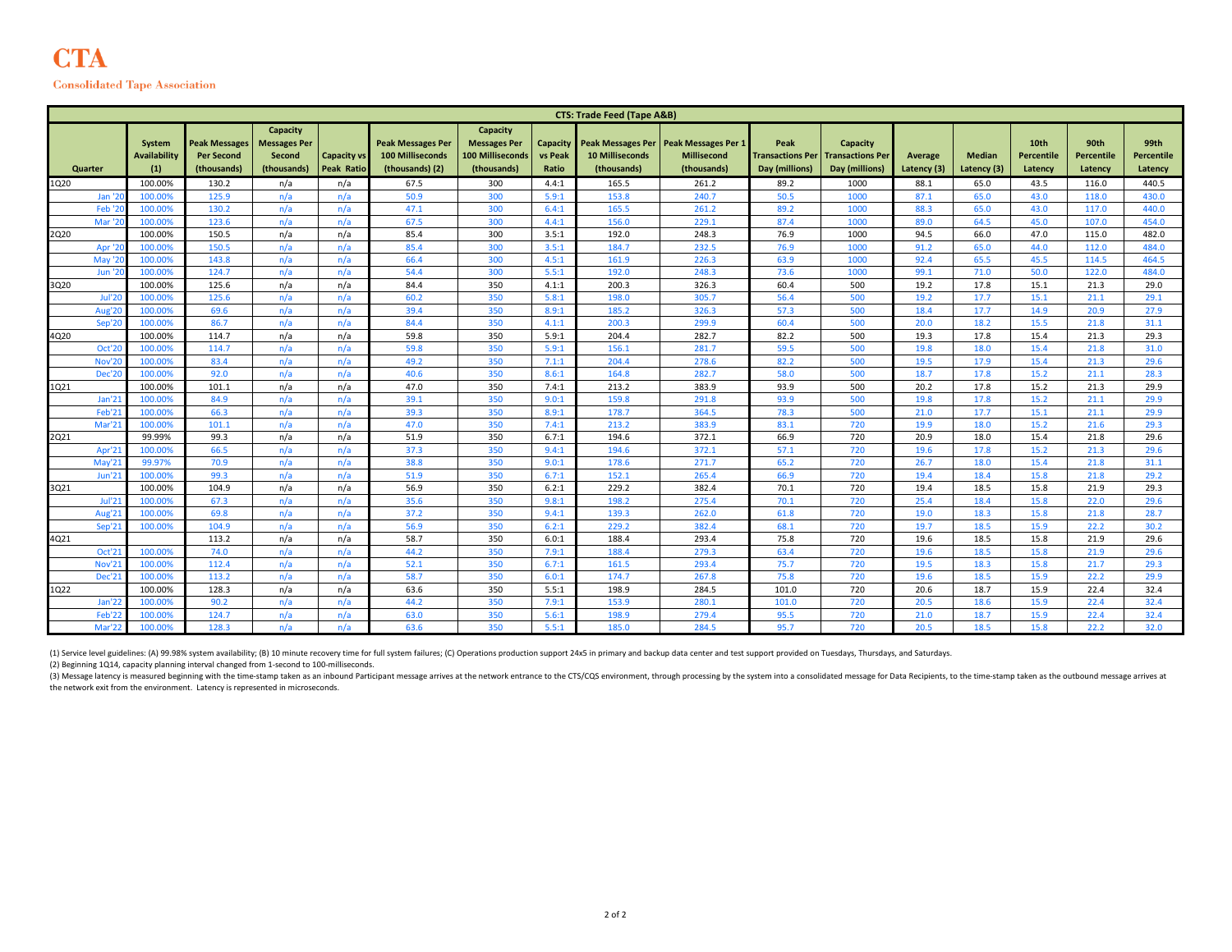# CTA

Consolidated Tape Association

| CTS: Trade Feed (Tape A&B) | | | | | | | | | | | | | | | | |
|---|---|---|---|---|---|---|---|---|---|---|---|---|---|---|---|---|
| Quarter | System Availability (1) | Peak Messages Per Second (thousands) | Capacity Messages Per Second (thousands) | Capacity vs Peak Ratio | Peak Messages Per 100 Milliseconds (thousands) (2) | Capacity Messages Per 100 Milliseconds (thousands) | Capacity vs Peak Ratio | Peak Messages Per 10 Milliseconds (thousands) | Peak Messages Per 1 Millisecond (thousands) | Peak Transactions Per Day (millions) | Capacity Transactions Per Day (millions) | Average Latency (3) | Median Latency (3) | 10th Percentile Latency | 90th Percentile Latency | 99th Percentile Latency |
| 1Q20 | 100.00% | 130.2 | n/a | n/a | 67.5 | 300 | 4.4:1 | 165.5 | 261.2 | 89.2 | 1000 | 88.1 | 65.0 | 43.5 | 116.0 | 440.5 |
| Jan '20 | 100.00% | 125.9 | n/a | n/a | 50.9 | 300 | 5.9:1 | 153.8 | 240.7 | 50.5 | 1000 | 87.1 | 65.0 | 43.0 | 118.0 | 430.0 |
| Feb '20 | 100.00% | 130.2 | n/a | n/a | 47.1 | 300 | 6.4:1 | 165.5 | 261.2 | 89.2 | 1000 | 88.3 | 65.0 | 43.0 | 117.0 | 440.0 |
| Mar '20 | 100.00% | 123.6 | n/a | n/a | 67.5 | 300 | 4.4:1 | 156.0 | 229.1 | 87.4 | 1000 | 89.0 | 64.5 | 45.0 | 107.0 | 454.0 |
| 2Q20 | 100.00% | 150.5 | n/a | n/a | 85.4 | 300 | 3.5:1 | 192.0 | 248.3 | 76.9 | 1000 | 94.5 | 66.0 | 47.0 | 115.0 | 482.0 |
| Apr '20 | 100.00% | 150.5 | n/a | n/a | 85.4 | 300 | 3.5:1 | 184.7 | 232.5 | 76.9 | 1000 | 91.2 | 65.0 | 44.0 | 112.0 | 484.0 |
| May '20 | 100.00% | 143.8 | n/a | n/a | 66.4 | 300 | 4.5:1 | 161.9 | 226.3 | 63.9 | 1000 | 92.4 | 65.5 | 45.5 | 114.5 | 464.5 |
| Jun '20 | 100.00% | 124.7 | n/a | n/a | 54.4 | 300 | 5.5:1 | 192.0 | 248.3 | 73.6 | 1000 | 99.1 | 71.0 | 50.0 | 122.0 | 484.0 |
| 3Q20 | 100.00% | 125.6 | n/a | n/a | 84.4 | 350 | 4.1:1 | 200.3 | 326.3 | 60.4 | 500 | 19.2 | 17.8 | 15.1 | 21.3 | 29.0 |
| Jul'20 | 100.00% | 125.6 | n/a | n/a | 60.2 | 350 | 5.8:1 | 198.0 | 305.7 | 56.4 | 500 | 19.2 | 17.7 | 15.1 | 21.1 | 29.1 |
| Aug'20 | 100.00% | 69.6 | n/a | n/a | 39.4 | 350 | 8.9:1 | 185.2 | 326.3 | 57.3 | 500 | 18.4 | 17.7 | 14.9 | 20.9 | 27.9 |
| Sep'20 | 100.00% | 86.7 | n/a | n/a | 84.4 | 350 | 4.1:1 | 200.3 | 299.9 | 60.4 | 500 | 20.0 | 18.2 | 15.5 | 21.8 | 31.1 |
| 4Q20 | 100.00% | 114.7 | n/a | n/a | 59.8 | 350 | 5.9:1 | 204.4 | 282.7 | 82.2 | 500 | 19.3 | 17.8 | 15.4 | 21.3 | 29.3 |
| Oct'20 | 100.00% | 114.7 | n/a | n/a | 59.8 | 350 | 5.9:1 | 156.1 | 281.7 | 59.5 | 500 | 19.8 | 18.0 | 15.4 | 21.8 | 31.0 |
| Nov'20 | 100.00% | 83.4 | n/a | n/a | 49.2 | 350 | 7.1:1 | 204.4 | 278.6 | 82.2 | 500 | 19.5 | 17.9 | 15.4 | 21.3 | 29.6 |
| Dec'20 | 100.00% | 92.0 | n/a | n/a | 40.6 | 350 | 8.6:1 | 164.8 | 282.7 | 58.0 | 500 | 18.7 | 17.8 | 15.2 | 21.1 | 28.3 |
| 1Q21 | 100.00% | 101.1 | n/a | n/a | 47.0 | 350 | 7.4:1 | 213.2 | 383.9 | 93.9 | 500 | 20.2 | 17.8 | 15.2 | 21.3 | 29.9 |
| Jan'21 | 100.00% | 84.9 | n/a | n/a | 39.1 | 350 | 9.0:1 | 159.8 | 291.8 | 93.9 | 500 | 19.8 | 17.8 | 15.2 | 21.1 | 29.9 |
| Feb'21 | 100.00% | 66.3 | n/a | n/a | 39.3 | 350 | 8.9:1 | 178.7 | 364.5 | 78.3 | 500 | 21.0 | 17.7 | 15.1 | 21.1 | 29.9 |
| Mar'21 | 100.00% | 101.1 | n/a | n/a | 47.0 | 350 | 7.4:1 | 213.2 | 383.9 | 83.1 | 720 | 19.9 | 18.0 | 15.2 | 21.6 | 29.3 |
| 2Q21 | 99.99% | 99.3 | n/a | n/a | 51.9 | 350 | 6.7:1 | 194.6 | 372.1 | 66.9 | 720 | 20.9 | 18.0 | 15.4 | 21.8 | 29.6 |
| Apr'21 | 100.00% | 66.5 | n/a | n/a | 37.3 | 350 | 9.4:1 | 194.6 | 372.1 | 57.1 | 720 | 19.6 | 17.8 | 15.2 | 21.3 | 29.6 |
| May'21 | 99.97% | 70.9 | n/a | n/a | 38.8 | 350 | 9.0:1 | 178.6 | 271.7 | 65.2 | 720 | 26.7 | 18.0 | 15.4 | 21.8 | 31.1 |
| Jun'21 | 100.00% | 99.3 | n/a | n/a | 51.9 | 350 | 6.7:1 | 152.1 | 265.4 | 66.9 | 720 | 19.4 | 18.4 | 15.8 | 21.8 | 29.2 |
| 3Q21 | 100.00% | 104.9 | n/a | n/a | 56.9 | 350 | 6.2:1 | 229.2 | 382.4 | 70.1 | 720 | 19.4 | 18.5 | 15.8 | 21.9 | 29.3 |
| Jul'21 | 100.00% | 67.3 | n/a | n/a | 35.6 | 350 | 9.8:1 | 198.2 | 275.4 | 70.1 | 720 | 25.4 | 18.4 | 15.8 | 22.0 | 29.6 |
| Aug'21 | 100.00% | 69.8 | n/a | n/a | 37.2 | 350 | 9.4:1 | 139.3 | 262.0 | 61.8 | 720 | 19.0 | 18.3 | 15.8 | 21.8 | 28.7 |
| Sep'21 | 100.00% | 104.9 | n/a | n/a | 56.9 | 350 | 6.2:1 | 229.2 | 382.4 | 68.1 | 720 | 19.7 | 18.5 | 15.9 | 22.2 | 30.2 |
| 4Q21 | | 113.2 | n/a | n/a | 58.7 | 350 | 6.0:1 | 188.4 | 293.4 | 75.8 | 720 | 19.6 | 18.5 | 15.8 | 21.9 | 29.6 |
| Oct'21 | 100.00% | 74.0 | n/a | n/a | 44.2 | 350 | 7.9:1 | 188.4 | 279.3 | 63.4 | 720 | 19.6 | 18.5 | 15.8 | 21.9 | 29.6 |
| Nov'21 | 100.00% | 112.4 | n/a | n/a | 52.1 | 350 | 6.7:1 | 161.5 | 293.4 | 75.7 | 720 | 19.5 | 18.3 | 15.8 | 21.7 | 29.3 |
| Dec'21 | 100.00% | 113.2 | n/a | n/a | 58.7 | 350 | 6.0:1 | 174.7 | 267.8 | 75.8 | 720 | 19.6 | 18.5 | 15.9 | 22.2 | 29.9 |
| 1Q22 | 100.00% | 128.3 | n/a | n/a | 63.6 | 350 | 5.5:1 | 198.9 | 284.5 | 101.0 | 720 | 20.6 | 18.7 | 15.9 | 22.4 | 32.4 |
| Jan'22 | 100.00% | 90.2 | n/a | n/a | 44.2 | 350 | 7.9:1 | 153.9 | 280.1 | 101.0 | 720 | 20.5 | 18.6 | 15.9 | 22.4 | 32.4 |
| Feb'22 | 100.00% | 124.7 | n/a | n/a | 63.0 | 350 | 5.6:1 | 198.9 | 279.4 | 95.5 | 720 | 21.0 | 18.7 | 15.9 | 22.4 | 32.4 |
| Mar'22 | 100.00% | 128.3 | n/a | n/a | 63.6 | 350 | 5.5:1 | 185.0 | 284.5 | 95.7 | 720 | 20.5 | 18.5 | 15.8 | 22.2 | 32.0 |

(1) Service level guidelines: (A) 99.98% system availability; (B) 10 minute recovery time for full system failures; (C) Operations production support 24x5 in primary and backup data center and test support provided on Tuesdays, Thursdays, and Saturdays.

(2) Beginning 1Q14, capacity planning interval changed from 1-second to 100-milliseconds.

(3) Message latency is measured beginning with the time-stamp taken as an inbound Participant message arrives at the network entrance to the CTS/CQS environment, through processing by the system into a consolidated message for Data Recipients, to the time-stamp taken as the outbound message arrives at the network exit from the environment. Latency is represented in microseconds.